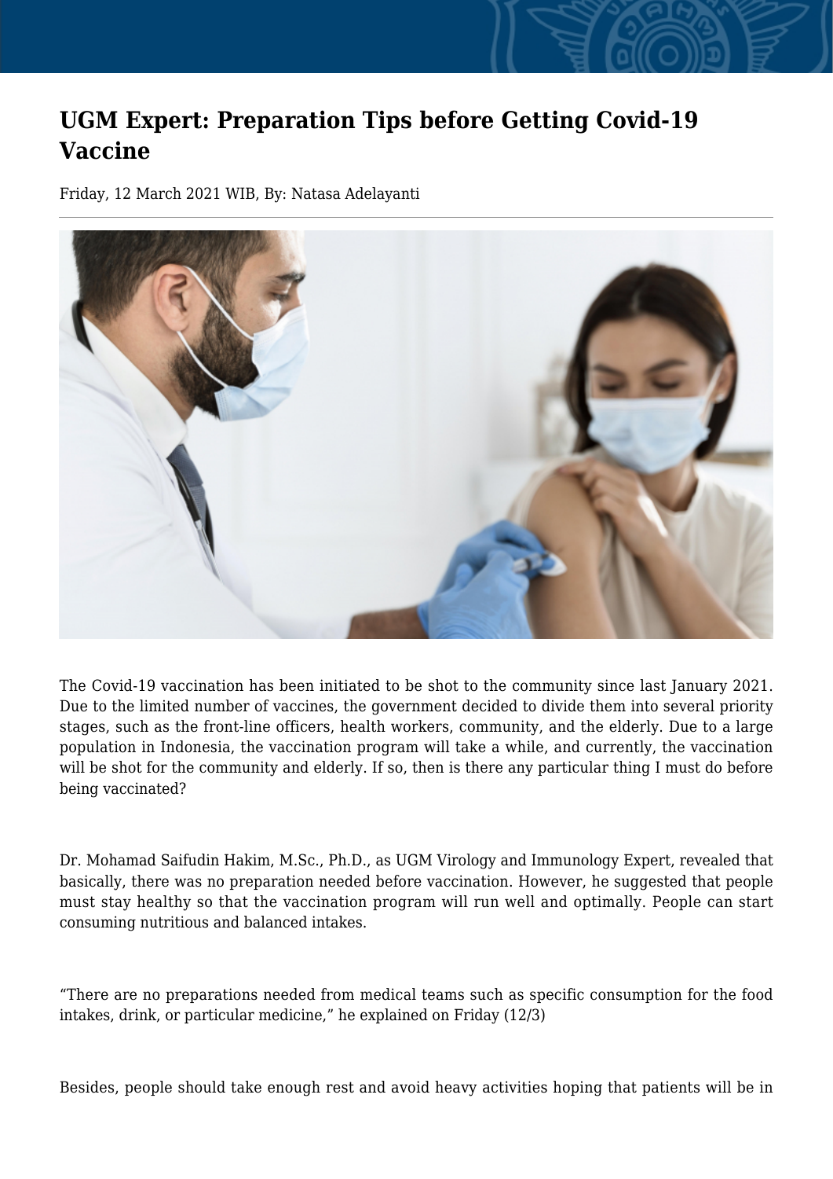# UGM Expert: Preparation Tips before Getting Covid-19 Vaccine

Friday, 12 March 2021 WIB, By: Natasa Adelayanti

The Covid-19 vaccination has been initiated to be shot to the community since last January 2021. Due to the limited number of vaccines, the government decided to divide them into several priority stages, such as the front-line officers, health workers, community, and the elderly. Due to a large population in Indonesia, the vaccination program will take a while, and currently, the vaccination will be shot for the community and elderly. If so, then is there any particular thing I must do before being vaccinated?

Dr. Mohamad Saifudin Hakim, M.Sc., Ph.D., as UGM Virology and Immunology Expert, revealed that basically, there was no preparation needed before vaccination. However, he suggested that people must stay healthy so that the vaccination program will run well and optimally. People can start consuming nutritious and balanced intakes.

"There are no preparations needed from medical teams such as specific consumption for the food intakes, drink, or particular medicine," he explained on Friday (12/3)

Besides, people should take enough rest and avoid heavy activities hoping that patients will be in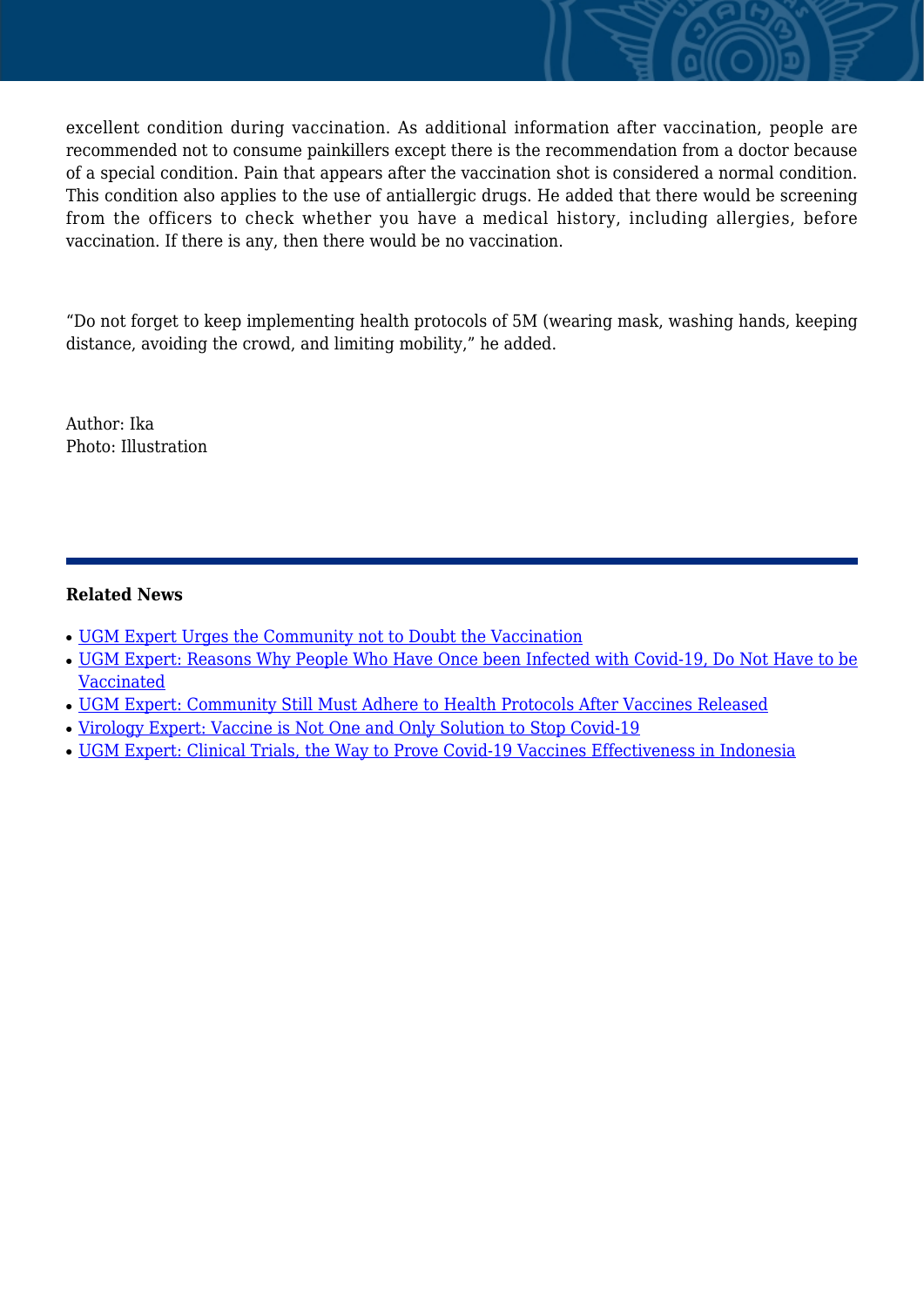excellent condition during vaccination. As additional information after vaccination, people are recommended not to consume painkillers except there is the recommendation from a doctor because of a special condition. Pain that appears after the vaccination shot is considered a normal condition. This condition also applies to the use of antiallergic drugs. He added that there would be screening from the officers to check whether you have a medical history, including allergies, before vaccination. If there is any, then there would be no vaccination.

"Do not forget to keep implementing health protocols of 5M (wearing mask, washing hands, keeping distance, avoiding the crowd, and limiting mobility," he added.

Author: Ika
Photo: Illustration

---

**Related News**

- UGM Expert Urges the Community not to Doubt the Vaccination
- UGM Expert: Reasons Why People Who Have Once been Infected with Covid-19, Do Not Have to be Vaccinated
- UGM Expert: Community Still Must Adhere to Health Protocols After Vaccines Released
- Virology Expert: Vaccine is Not One and Only Solution to Stop Covid-19
- UGM Expert: Clinical Trials, the Way to Prove Covid-19 Vaccines Effectiveness in Indonesia